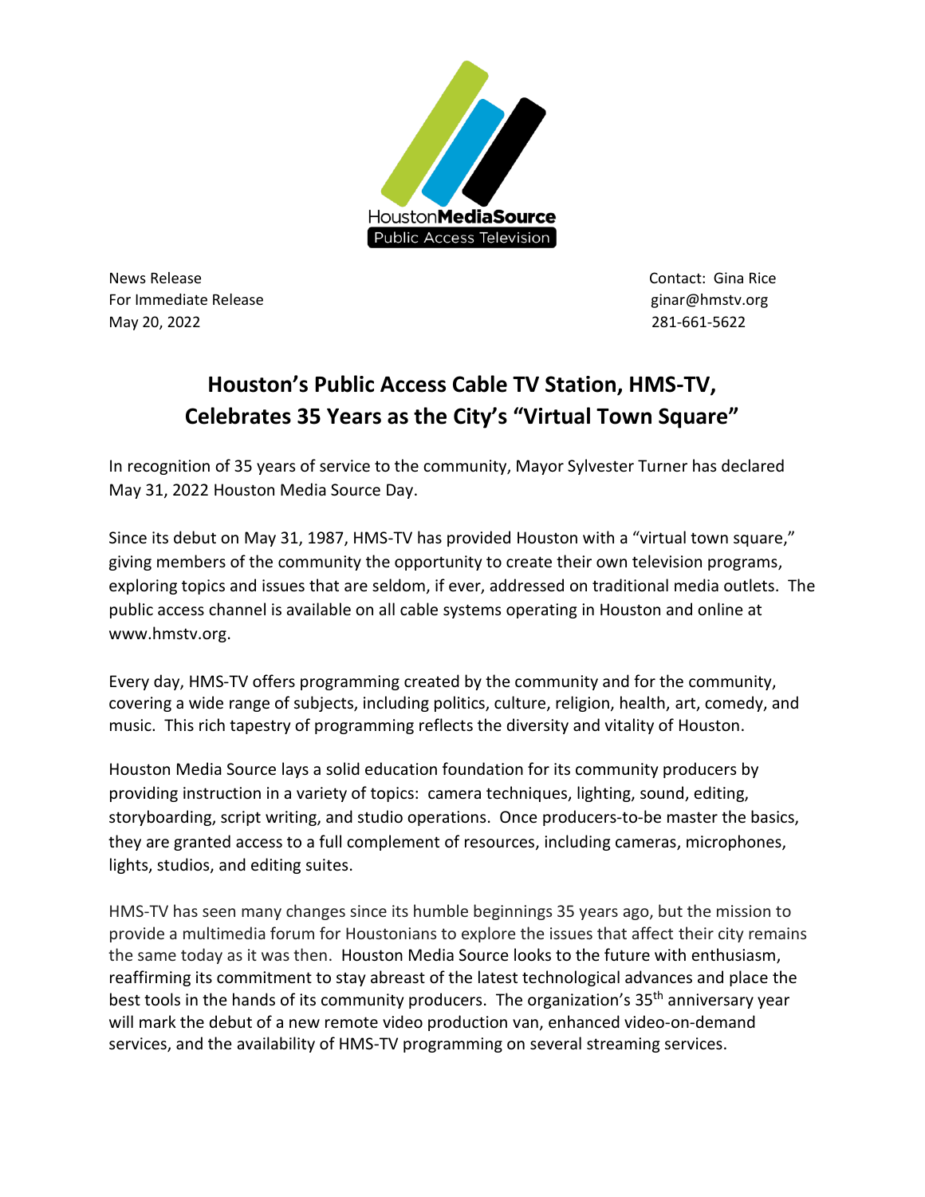HoustonMediaSource
Public Access Television

News Release
For Immediate Release
May 20, 2022

Contact: Gina Rice
ginar@hmstv.org
281-661-5622

# Houston's Public Access Cable TV Station, HMS-TV, Celebrates 35 Years as the City's "Virtual Town Square"

In recognition of 35 years of service to the community, Mayor Sylvester Turner has declared May 31, 2022 Houston Media Source Day.

Since its debut on May 31, 1987, HMS-TV has provided Houston with a "virtual town square," giving members of the community the opportunity to create their own television programs, exploring topics and issues that are seldom, if ever, addressed on traditional media outlets. The public access channel is available on all cable systems operating in Houston and online at www.hmstv.org.

Every day, HMS-TV offers programming created by the community and for the community, covering a wide range of subjects, including politics, culture, religion, health, art, comedy, and music. This rich tapestry of programming reflects the diversity and vitality of Houston.

Houston Media Source lays a solid education foundation for its community producers by providing instruction in a variety of topics: camera techniques, lighting, sound, editing, storyboarding, script writing, and studio operations. Once producers-to-be master the basics, they are granted access to a full complement of resources, including cameras, microphones, lights, studios, and editing suites.

HMS-TV has seen many changes since its humble beginnings 35 years ago, but the mission to provide a multimedia forum for Houstonians to explore the issues that affect their city remains the same today as it was then. Houston Media Source looks to the future with enthusiasm, reaffirming its commitment to stay abreast of the latest technological advances and place the best tools in the hands of its community producers. The organization's 35th anniversary year will mark the debut of a new remote video production van, enhanced video-on-demand services, and the availability of HMS-TV programming on several streaming services.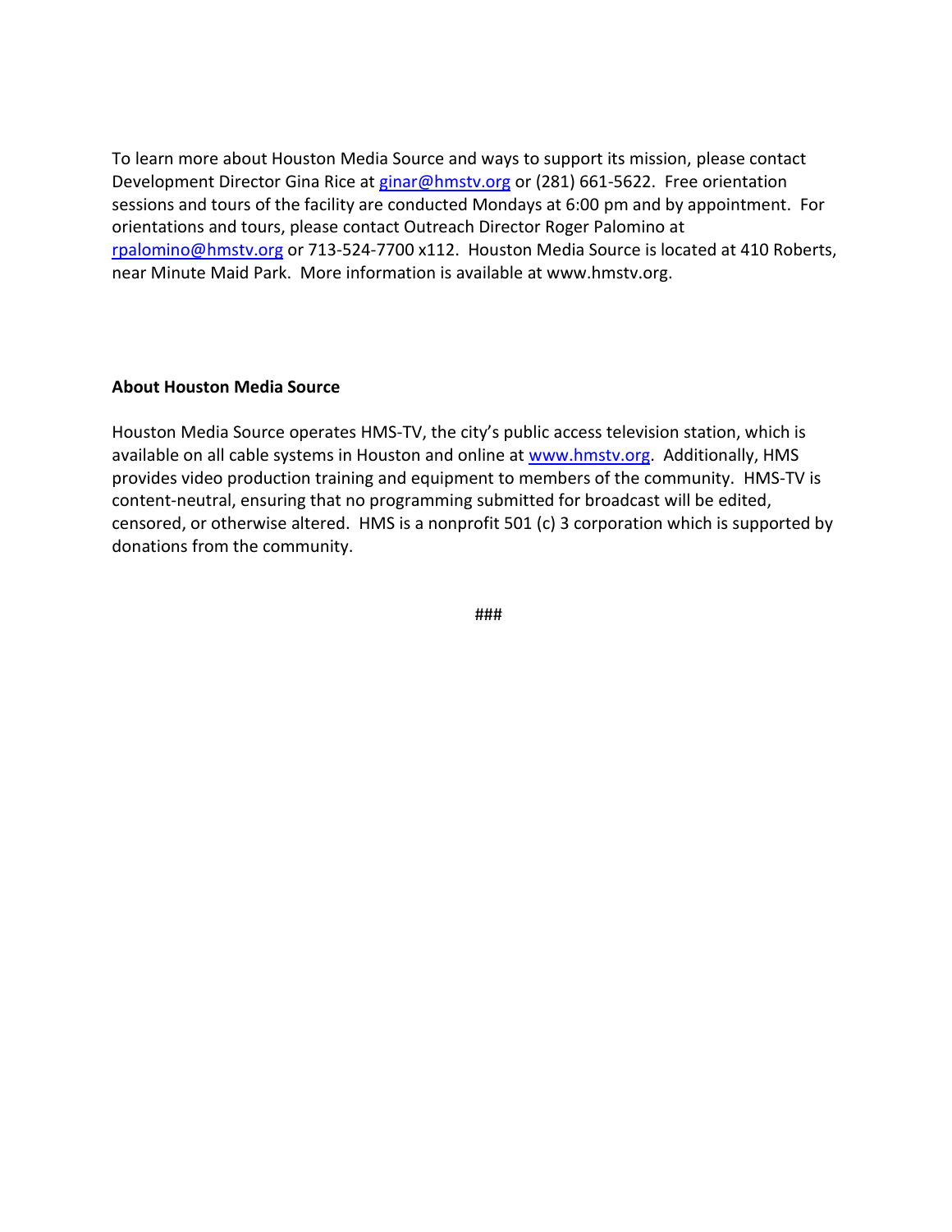To learn more about Houston Media Source and ways to support its mission, please contact Development Director Gina Rice at ginar@hmstv.org or (281) 661-5622. Free orientation sessions and tours of the facility are conducted Mondays at 6:00 pm and by appointment. For orientations and tours, please contact Outreach Director Roger Palomino at rpalomino@hmstv.org or 713-524-7700 x112. Houston Media Source is located at 410 Roberts, near Minute Maid Park. More information is available at www.hmstv.org.

**About Houston Media Source**

Houston Media Source operates HMS-TV, the city's public access television station, which is available on all cable systems in Houston and online at www.hmstv.org. Additionally, HMS provides video production training and equipment to members of the community. HMS-TV is content-neutral, ensuring that no programming submitted for broadcast will be edited, censored, or otherwise altered. HMS is a nonprofit 501 (c) 3 corporation which is supported by donations from the community.

###